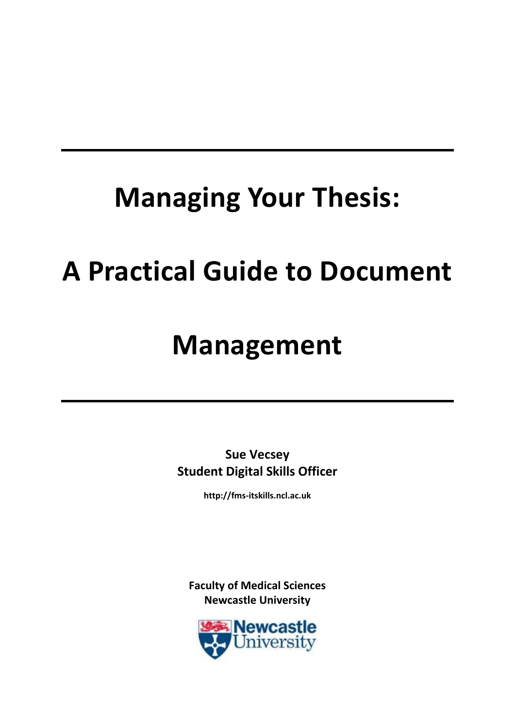# Managing Your Thesis:

# A Practical Guide to Document Management

**Sue Vecsey**
**Student Digital Skills Officer**

**http://fms-itskills.ncl.ac.uk**

**Faculty of Medical Sciences**
**Newcastle University**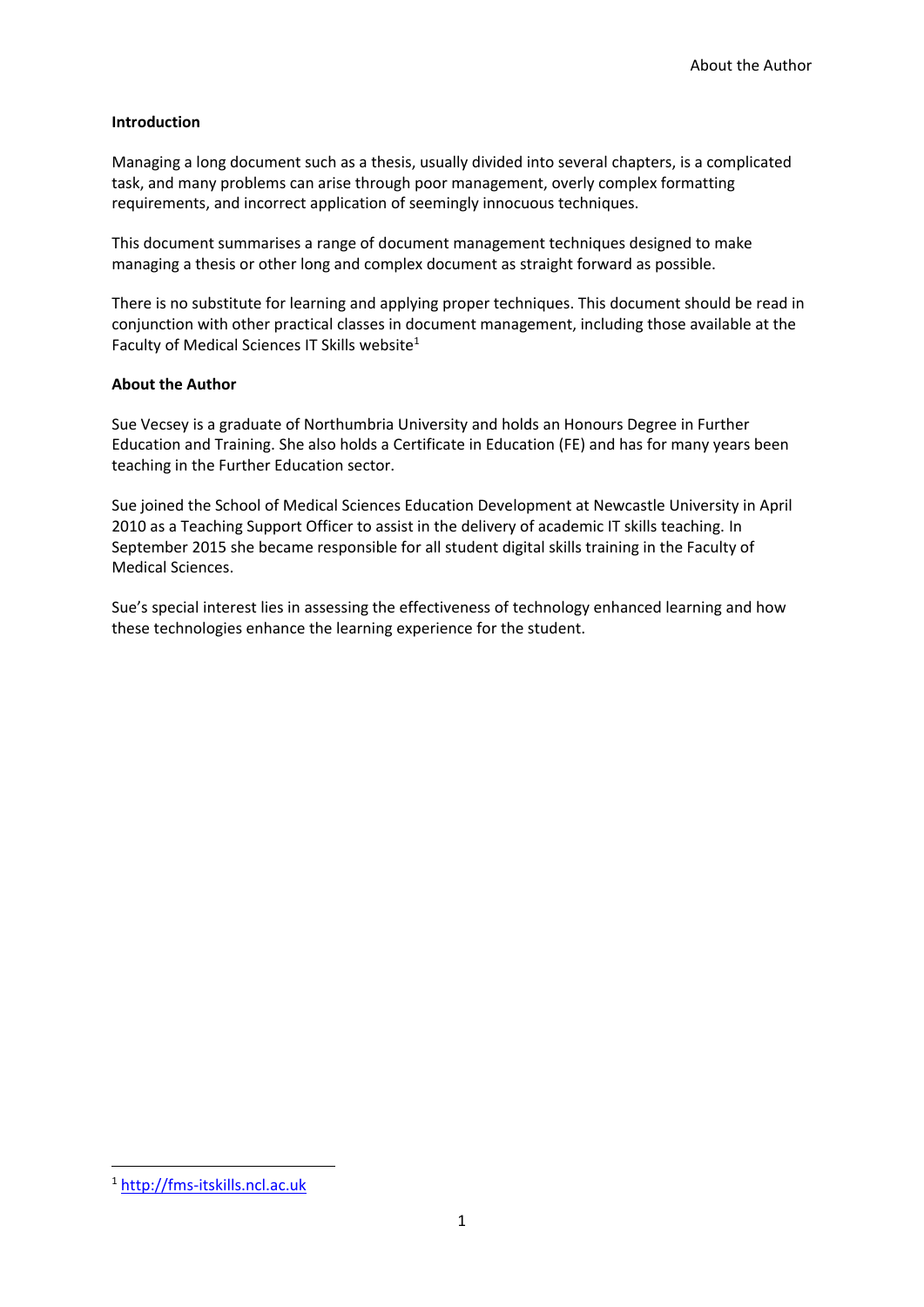**Introduction**

Managing a long document such as a thesis, usually divided into several chapters, is a complicated task, and many problems can arise through poor management, overly complex formatting requirements, and incorrect application of seemingly innocuous techniques.

This document summarises a range of document management techniques designed to make managing a thesis or other long and complex document as straight forward as possible.

There is no substitute for learning and applying proper techniques. This document should be read in conjunction with other practical classes in document management, including those available at the Faculty of Medical Sciences IT Skills website[1]

**About the Author**

Sue Vecsey is a graduate of Northumbria University and holds an Honours Degree in Further Education and Training. She also holds a Certificate in Education (FE) and has for many years been teaching in the Further Education sector.

Sue joined the School of Medical Sciences Education Development at Newcastle University in April 2010 as a Teaching Support Officer to assist in the delivery of academic IT skills teaching. In September 2015 she became responsible for all student digital skills training in the Faculty of Medical Sciences.

Sue's special interest lies in assessing the effectiveness of technology enhanced learning and how these technologies enhance the learning experience for the student.

[1] http://fms-itskills.ncl.ac.uk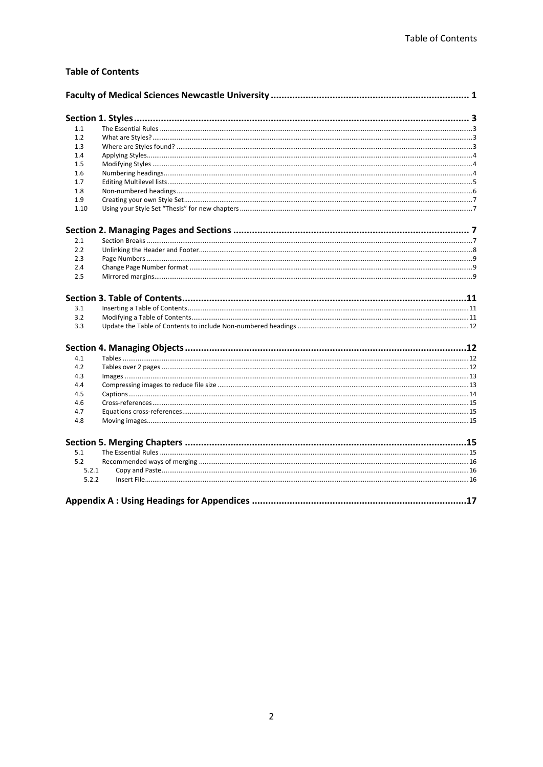**Table of Contents**

**Faculty of Medical Sciences Newcastle University ........................................................................ 1**

**Section 1. Styles ........................................................................................................................ 3**

- 1.1 The Essential Rules ........................................................................................................ 3
- 1.2 What are Styles? ............................................................................................................ 3
- 1.3 Where are Styles found? ................................................................................................ 3
- 1.4 Applying Styles ............................................................................................................... 4
- 1.5 Modifying Styles ............................................................................................................. 4
- 1.6 Numbering headings ....................................................................................................... 4
- 1.7 Editing Multilevel lists .................................................................................................... 5
- 1.8 Non-numbered headings ................................................................................................. 6
- 1.9 Creating your own Style Set ........................................................................................... 7
- 1.10 Using your Style Set "Thesis" for new chapters ............................................................ 7

**Section 2. Managing Pages and Sections ...................................................................................... 7**

- 2.1 Section Breaks ............................................................................................................... 7
- 2.2 Unlinking the Header and Footer ..................................................................................... 8
- 2.3 Page Numbers ................................................................................................................ 9
- 2.4 Change Page Number format .......................................................................................... 9
- 2.5 Mirrored margins ............................................................................................................ 9

**Section 3. Table of Contents ...................................................................................................... 11**

- 3.1 Inserting a Table of Contents ........................................................................................ 11
- 3.2 Modifying a Table of Contents ...................................................................................... 11
- 3.3 Update the Table of Contents to include Non-numbered headings ................................... 12

**Section 4. Managing Objects ..................................................................................................... 12**

- 4.1 Tables .......................................................................................................................... 12
- 4.2 Tables over 2 pages ...................................................................................................... 12
- 4.3 Images ......................................................................................................................... 13
- 4.4 Compressing images to reduce file size ......................................................................... 13
- 4.5 Captions ....................................................................................................................... 14
- 4.6 Cross-references .......................................................................................................... 15
- 4.7 Equations cross-references ........................................................................................... 15
- 4.8 Moving images .............................................................................................................. 15

**Section 5. Merging Chapters ..................................................................................................... 15**

- 5.1 The Essential Rules ....................................................................................................... 15
- 5.2 Recommended ways of merging .................................................................................... 16
  - 5.2.1 Copy and Paste ...................................................................................................... 16
  - 5.2.2 Insert File .............................................................................................................. 16

**Appendix A : Using Headings for Appendices ............................................................................. 17**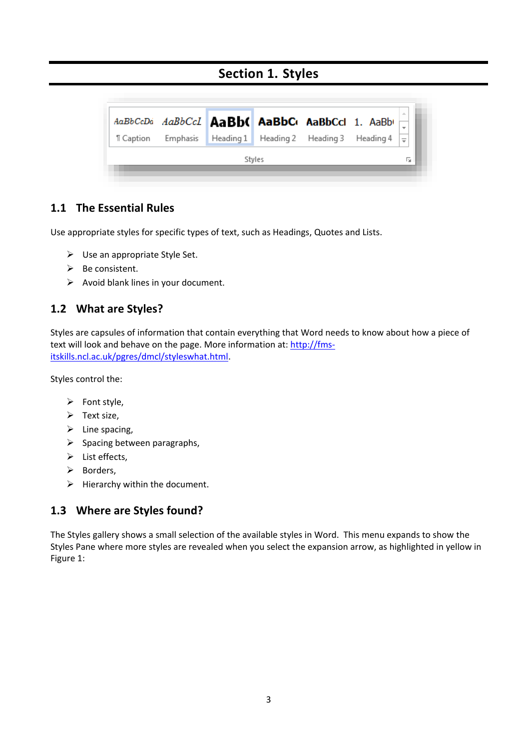# Section 1. Styles

## 1.1 The Essential Rules

Use appropriate styles for specific types of text, such as Headings, Quotes and Lists.

- Use an appropriate Style Set.
- Be consistent.
- Avoid blank lines in your document.

## 1.2 What are Styles?

Styles are capsules of information that contain everything that Word needs to know about how a piece of text will look and behave on the page. More information at: [http://fms-itskills.ncl.ac.uk/pgres/dmcl/styleswhat.html](http://fms-itskills.ncl.ac.uk/pgres/dmcl/styleswhat.html).

Styles control the:

- Font style,
- Text size,
- Line spacing,
- Spacing between paragraphs,
- List effects,
- Borders,
- Hierarchy within the document.

## 1.3 Where are Styles found?

The Styles gallery shows a small selection of the available styles in Word. This menu expands to show the Styles Pane where more styles are revealed when you select the expansion arrow, as highlighted in yellow in Figure 1: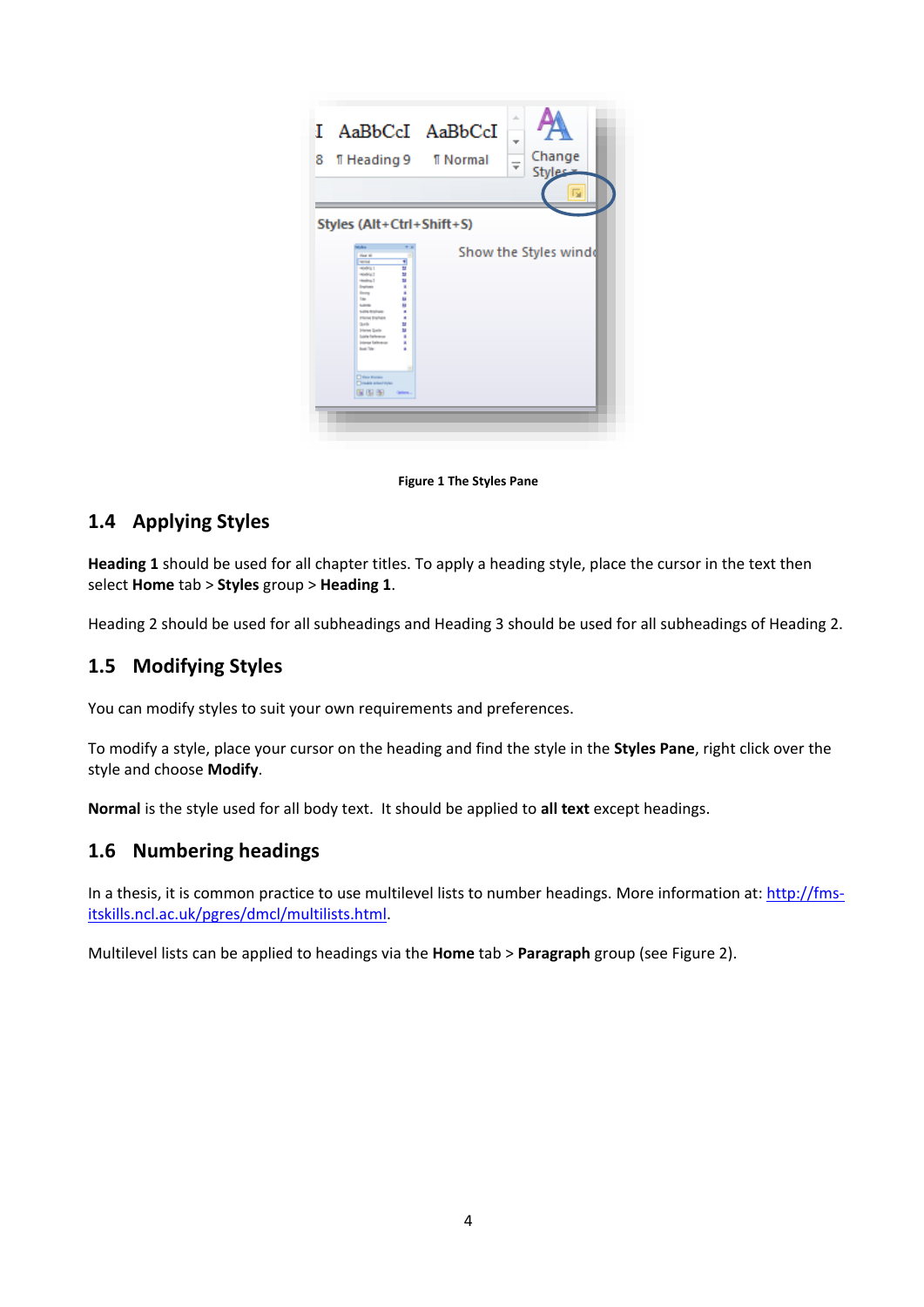Figure 1 The Styles Pane

## 1.4 Applying Styles

**Heading 1** should be used for all chapter titles. To apply a heading style, place the cursor in the text then select **Home** tab > **Styles** group > **Heading 1**.

Heading 2 should be used for all subheadings and Heading 3 should be used for all subheadings of Heading 2.

## 1.5 Modifying Styles

You can modify styles to suit your own requirements and preferences.

To modify a style, place your cursor on the heading and find the style in the **Styles Pane**, right click over the style and choose **Modify**.

**Normal** is the style used for all body text. It should be applied to **all text** except headings.

## 1.6 Numbering headings

In a thesis, it is common practice to use multilevel lists to number headings. More information at: [http://fms-itskills.ncl.ac.uk/pgres/dmcl/multilists.html](http://fms-itskills.ncl.ac.uk/pgres/dmcl/multilists.html).

Multilevel lists can be applied to headings via the **Home** tab > **Paragraph** group (see Figure 2).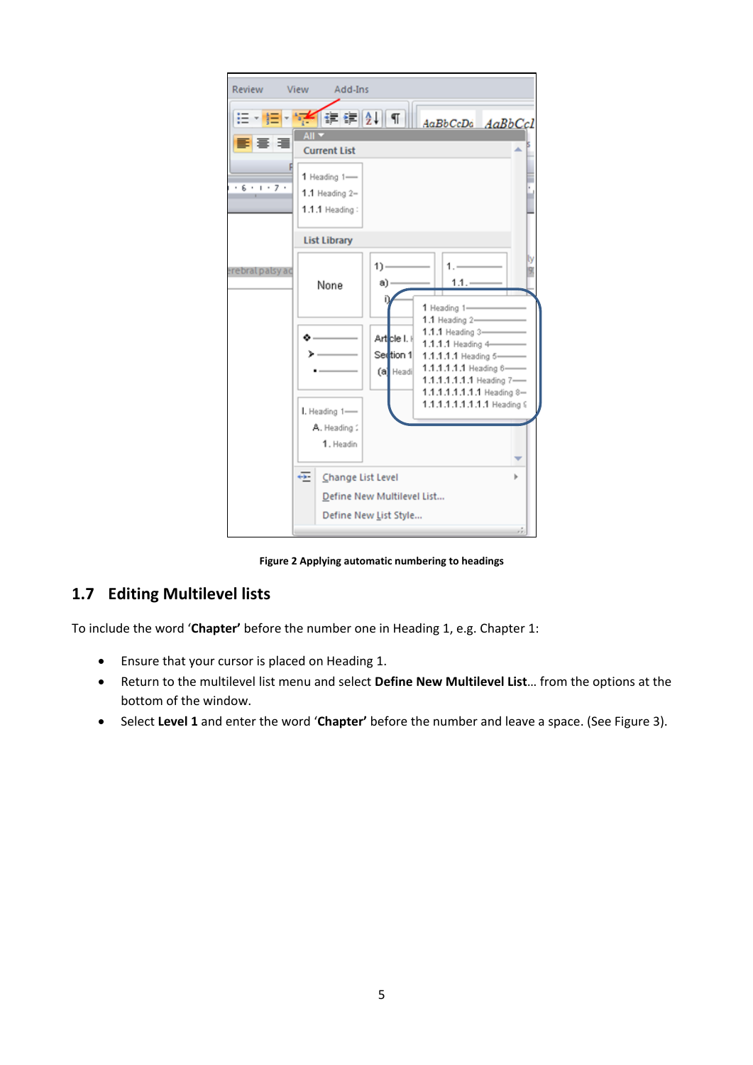Figure 2 Applying automatic numbering to headings

## 1.7 Editing Multilevel lists

To include the word '**Chapter'** before the number one in Heading 1, e.g. Chapter 1:

- Ensure that your cursor is placed on Heading 1.
- Return to the multilevel list menu and select **Define New Multilevel List**… from the options at the bottom of the window.
- Select **Level 1** and enter the word '**Chapter'** before the number and leave a space. (See Figure 3).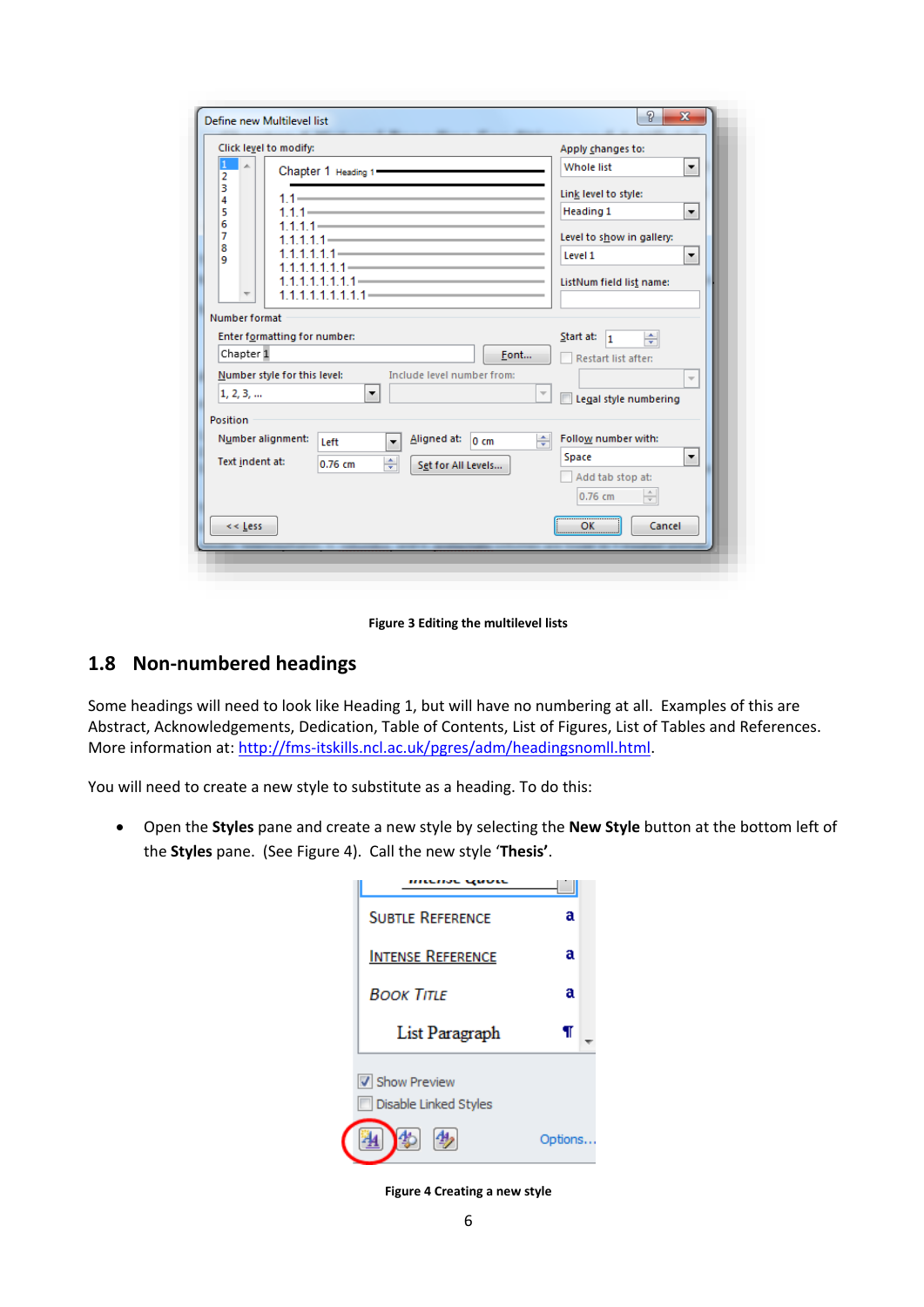Figure 3 Editing the multilevel lists

## 1.8 Non-numbered headings

Some headings will need to look like Heading 1, but will have no numbering at all. Examples of this are Abstract, Acknowledgements, Dedication, Table of Contents, List of Figures, List of Tables and References. More information at: http://fms-itskills.ncl.ac.uk/pgres/adm/headingsnoml.html.

You will need to create a new style to substitute as a heading. To do this:

- Open the **Styles** pane and create a new style by selecting the **New Style** button at the bottom left of the **Styles** pane. (See Figure 4). Call the new style '**Thesis'**.

Figure 4 Creating a new style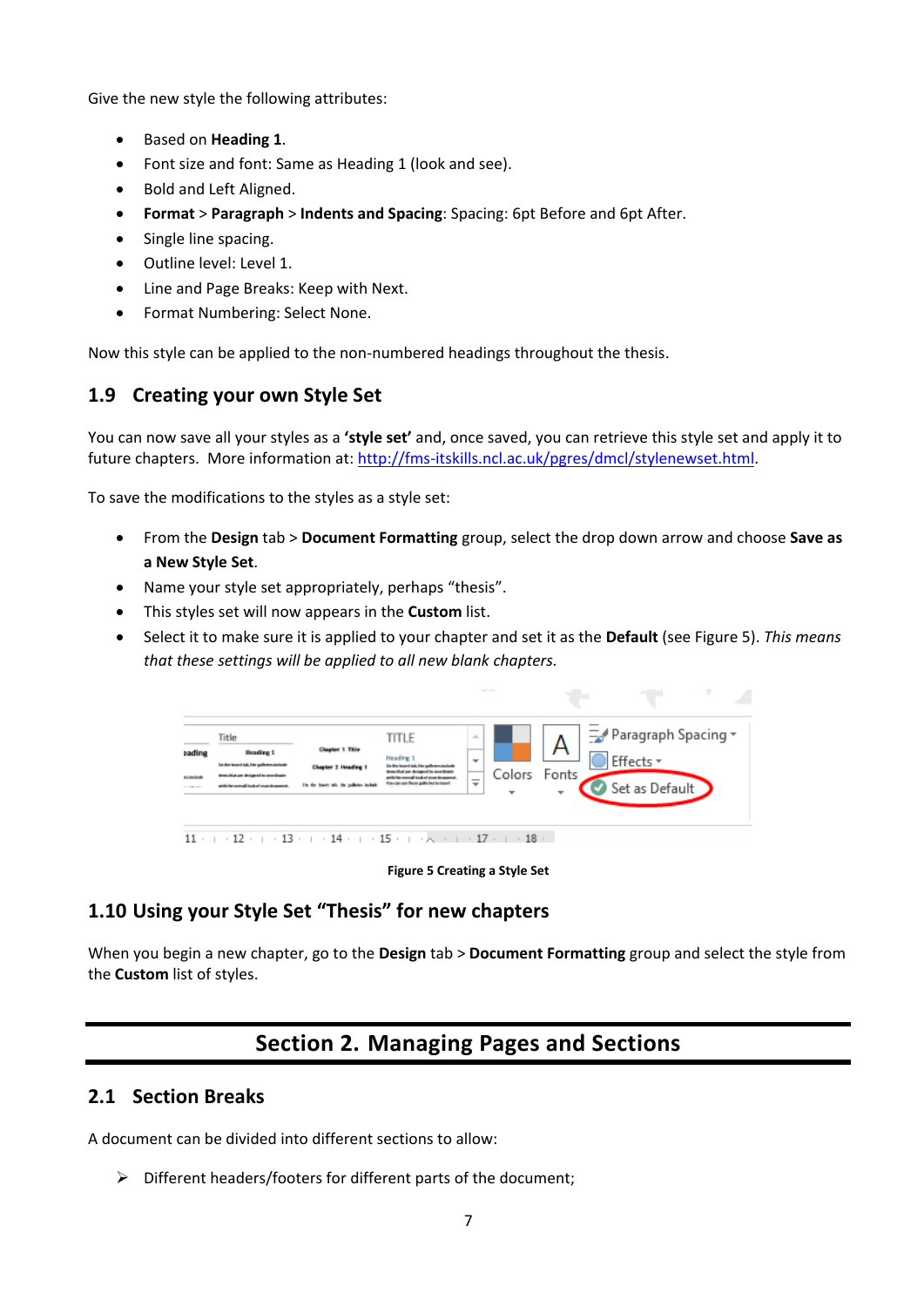Give the new style the following attributes:

- Based on **Heading 1**.
- Font size and font: Same as Heading 1 (look and see).
- Bold and Left Aligned.
- **Format** > **Paragraph** > **Indents and Spacing**: Spacing: 6pt Before and 6pt After.
- Single line spacing.
- Outline level: Level 1.
- Line and Page Breaks: Keep with Next.
- Format Numbering: Select None.

Now this style can be applied to the non-numbered headings throughout the thesis.

## 1.9 Creating your own Style Set

You can now save all your styles as a **'style set'** and, once saved, you can retrieve this style set and apply it to future chapters. More information at: http://fms-itskills.ncl.ac.uk/pgres/dmcl/stylenewset.html.

To save the modifications to the styles as a style set:

- From the **Design** tab > **Document Formatting** group, select the drop down arrow and choose **Save as a New Style Set**.
- Name your style set appropriately, perhaps "thesis".
- This styles set will now appears in the **Custom** list.
- Select it to make sure it is applied to your chapter and set it as the **Default** (see Figure 5). *This means that these settings will be applied to all new blank chapters.*

**Figure 5 Creating a Style Set**

## 1.10 Using your Style Set "Thesis" for new chapters

When you begin a new chapter, go to the **Design** tab > **Document Formatting** group and select the style from the **Custom** list of styles.

# Section 2. Managing Pages and Sections

## 2.1 Section Breaks

A document can be divided into different sections to allow:

- Different headers/footers for different parts of the document;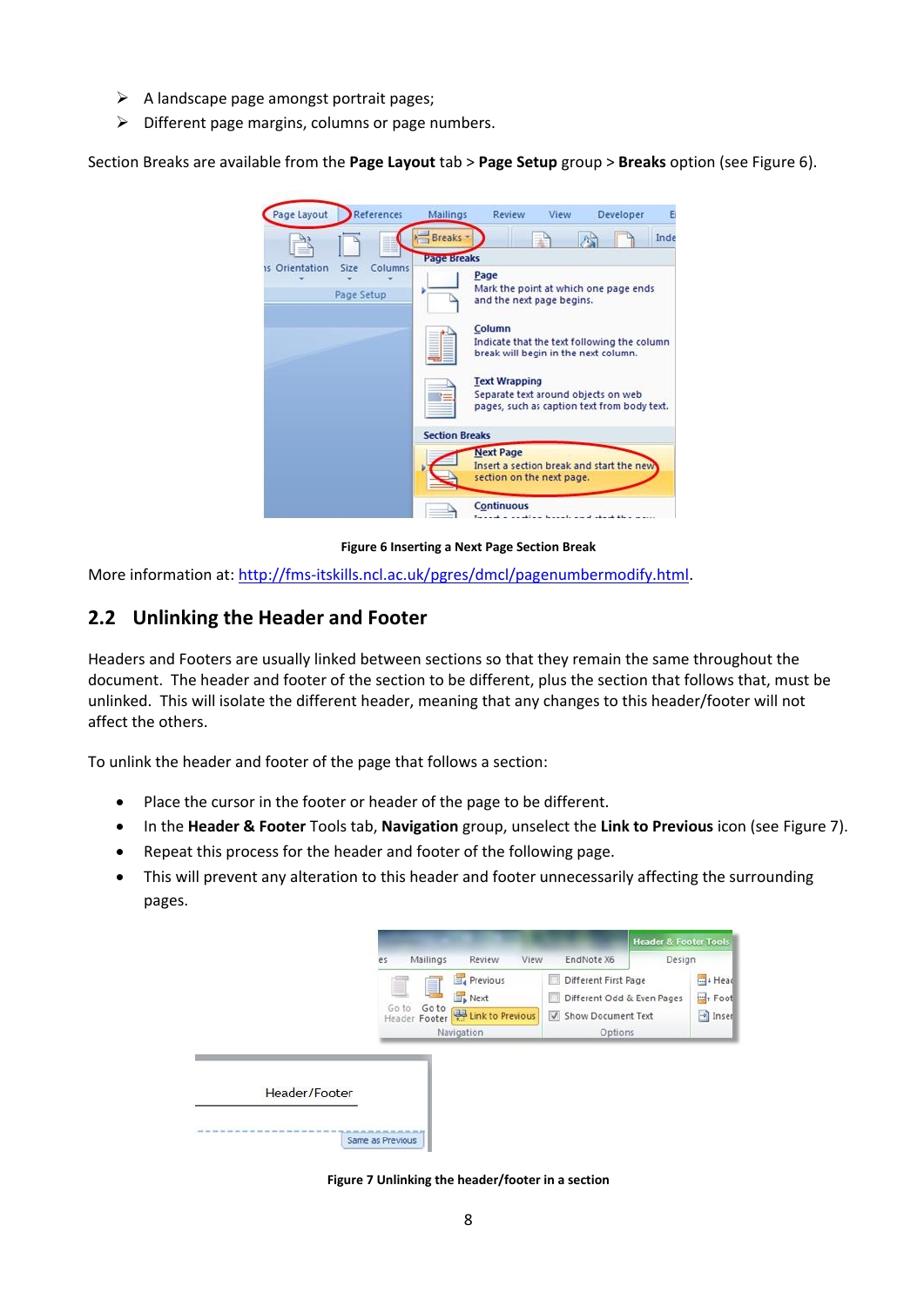- ➢ A landscape page amongst portrait pages;
- ➢ Different page margins, columns or page numbers.

Section Breaks are available from the **Page Layout** tab > **Page Setup** group > **Breaks** option (see Figure 6).

**Figure 6 Inserting a Next Page Section Break**

More information at: http://fms-itskills.ncl.ac.uk/pgres/dmcl/pagenumbermodify.html.

## 2.2 Unlinking the Header and Footer

Headers and Footers are usually linked between sections so that they remain the same throughout the document. The header and footer of the section to be different, plus the section that follows that, must be unlinked. This will isolate the different header, meaning that any changes to this header/footer will not affect the others.

To unlink the header and footer of the page that follows a section:

- Place the cursor in the footer or header of the page to be different.
- In the **Header & Footer** Tools tab, **Navigation** group, unselect the **Link to Previous** icon (see Figure 7).
- Repeat this process for the header and footer of the following page.
- This will prevent any alteration to this header and footer unnecessarily affecting the surrounding pages.

**Figure 7 Unlinking the header/footer in a section**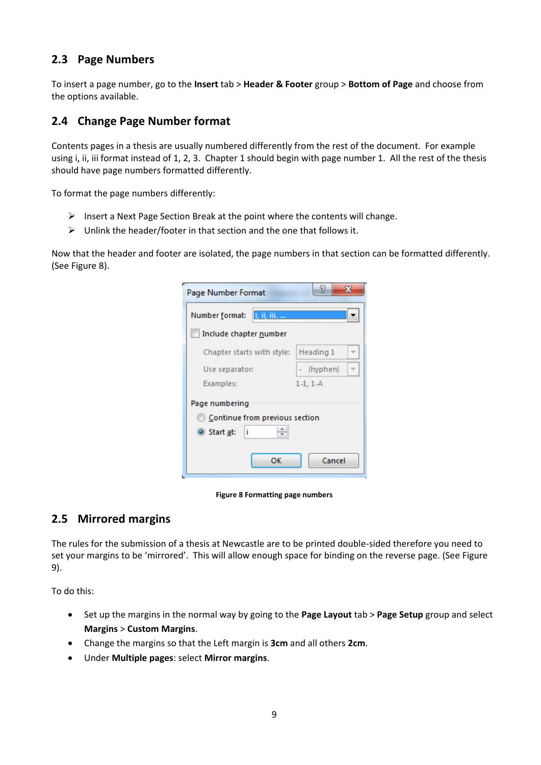## 2.3 Page Numbers

To insert a page number, go to the **Insert** tab > **Header & Footer** group > **Bottom of Page** and choose from the options available.

## 2.4 Change Page Number format

Contents pages in a thesis are usually numbered differently from the rest of the document. For example using i, ii, iii format instead of 1, 2, 3. Chapter 1 should begin with page number 1. All the rest of the thesis should have page numbers formatted differently.

To format the page numbers differently:

- Insert a Next Page Section Break at the point where the contents will change.
- Unlink the header/footer in that section and the one that follows it.

Now that the header and footer are isolated, the page numbers in that section can be formatted differently. (See Figure 8).

**Figure 8 Formatting page numbers**

## 2.5 Mirrored margins

The rules for the submission of a thesis at Newcastle are to be printed double-sided therefore you need to set your margins to be 'mirrored'. This will allow enough space for binding on the reverse page. (See Figure 9).

To do this:

- Set up the margins in the normal way by going to the **Page Layout** tab > **Page Setup** group and select **Margins** > **Custom Margins**.
- Change the margins so that the Left margin is **3cm** and all others **2cm**.
- Under **Multiple pages**: select **Mirror margins**.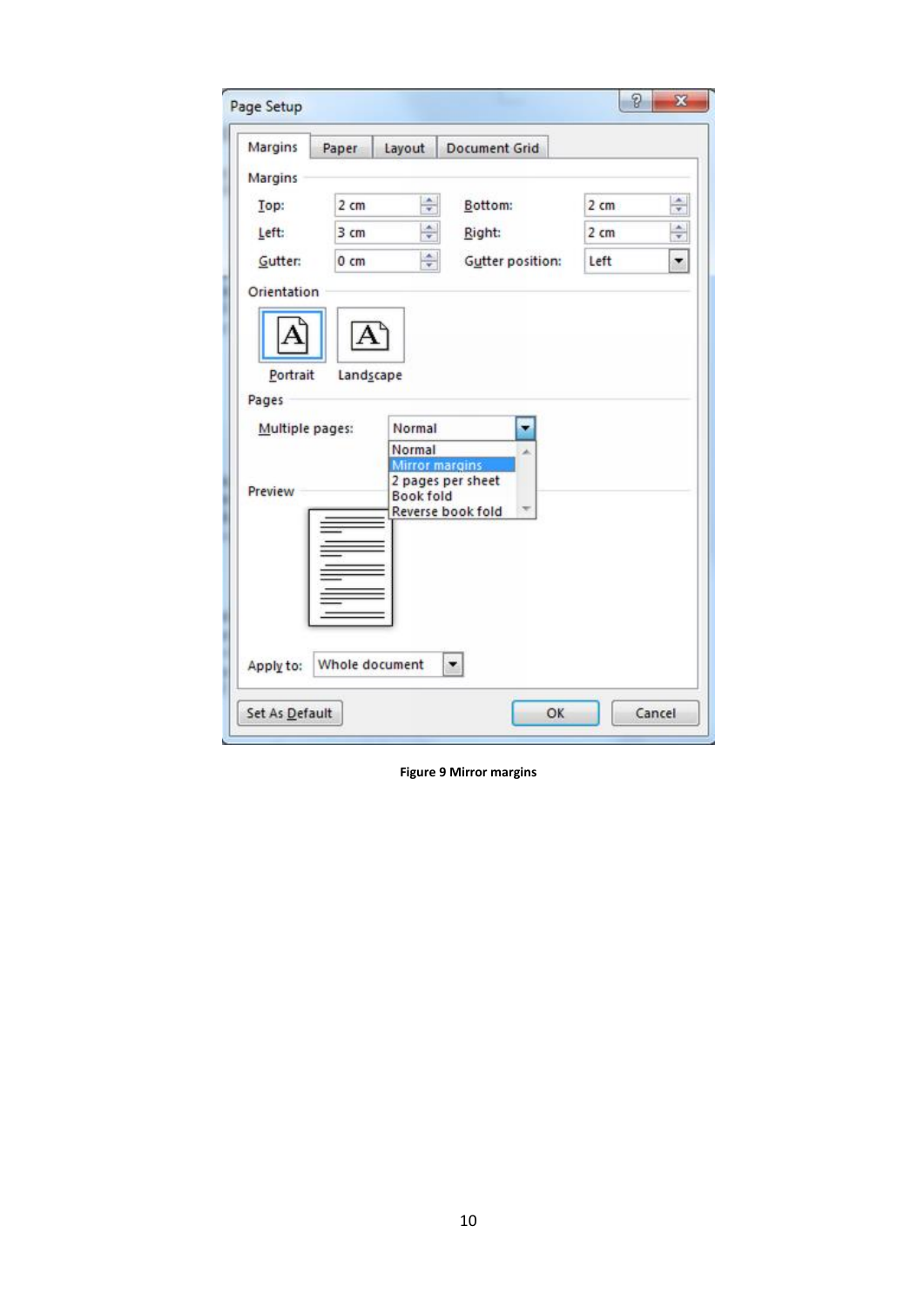**Figure 9 Mirror margins**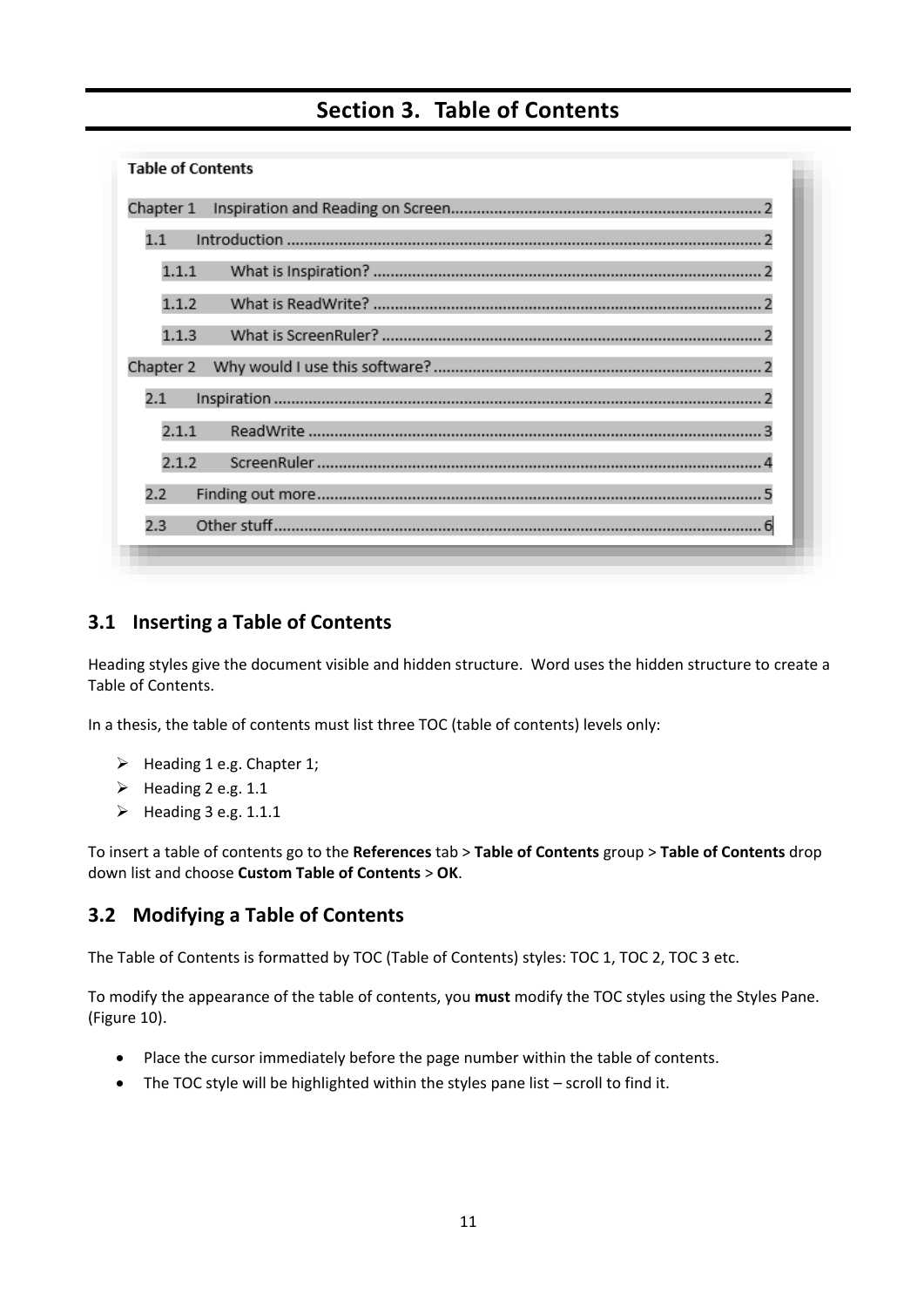# Section 3. Table of Contents

Table of Contents

Chapter 1 Inspiration and Reading on Screen........................................................................ 2

1.1 Introduction ............................................................................................................. 2

1.1.1 What is Inspiration? ......................................................................................... 2

1.1.2 What is ReadWrite? ......................................................................................... 2

1.1.3 What is ScreenRuler? ....................................................................................... 2

Chapter 2 Why would I use this software? ............................................................................ 2

2.1 Inspiration ................................................................................................................ 2

2.1.1 ReadWrite ........................................................................................................ 3

2.1.2 ScreenRuler ...................................................................................................... 4

2.2 Finding out more ...................................................................................................... 5

2.3 Other stuff ................................................................................................................ 6

## 3.1 Inserting a Table of Contents

Heading styles give the document visible and hidden structure. Word uses the hidden structure to create a Table of Contents.

In a thesis, the table of contents must list three TOC (table of contents) levels only:

- Heading 1 e.g. Chapter 1;
- Heading 2 e.g. 1.1
- Heading 3 e.g. 1.1.1

To insert a table of contents go to the **References** tab > **Table of Contents** group > **Table of Contents** drop down list and choose **Custom Table of Contents** > **OK**.

## 3.2 Modifying a Table of Contents

The Table of Contents is formatted by TOC (Table of Contents) styles: TOC 1, TOC 2, TOC 3 etc.

To modify the appearance of the table of contents, you **must** modify the TOC styles using the Styles Pane. (Figure 10).

- Place the cursor immediately before the page number within the table of contents.
- The TOC style will be highlighted within the styles pane list – scroll to find it.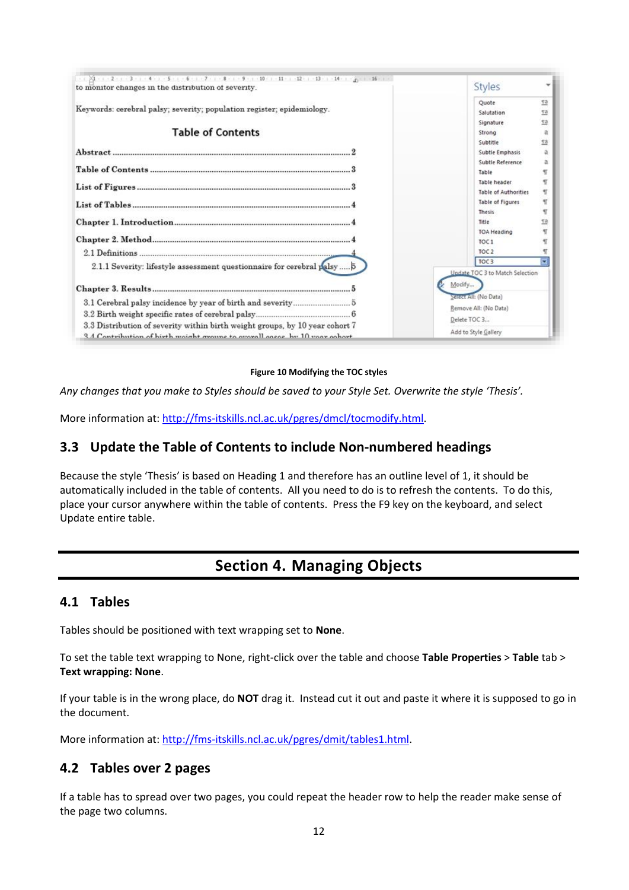Figure 10 Modifying the TOC styles

*Any changes that you make to Styles should be saved to your Style Set. Overwrite the style 'Thesis'.*

More information at: http://fms-itskills.ncl.ac.uk/pgres/dmcl/tocmodify.html.

## 3.3 Update the Table of Contents to include Non-numbered headings

Because the style 'Thesis' is based on Heading 1 and therefore has an outline level of 1, it should be automatically included in the table of contents. All you need to do is to refresh the contents. To do this, place your cursor anywhere within the table of contents. Press the F9 key on the keyboard, and select Update entire table.

# Section 4. Managing Objects

## 4.1 Tables

Tables should be positioned with text wrapping set to **None**.

To set the table text wrapping to None, right-click over the table and choose **Table Properties** > **Table** tab > **Text wrapping: None**.

If your table is in the wrong place, do **NOT** drag it. Instead cut it out and paste it where it is supposed to go in the document.

More information at: http://fms-itskills.ncl.ac.uk/pgres/dmit/tables1.html.

## 4.2 Tables over 2 pages

If a table has to spread over two pages, you could repeat the header row to help the reader make sense of the page two columns.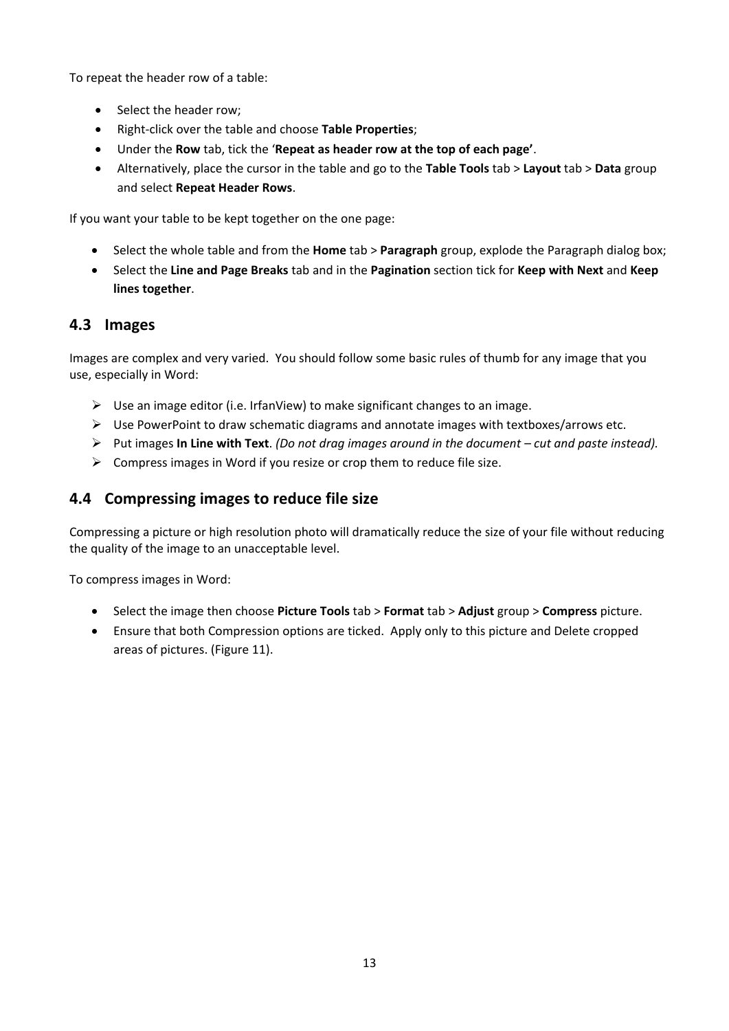To repeat the header row of a table:

- Select the header row;
- Right-click over the table and choose **Table Properties**;
- Under the **Row** tab, tick the '**Repeat as header row at the top of each page'**.
- Alternatively, place the cursor in the table and go to the **Table Tools** tab > **Layout** tab > **Data** group and select **Repeat Header Rows**.

If you want your table to be kept together on the one page:

- Select the whole table and from the **Home** tab > **Paragraph** group, explode the Paragraph dialog box;
- Select the **Line and Page Breaks** tab and in the **Pagination** section tick for **Keep with Next** and **Keep lines together**.

## 4.3 Images

Images are complex and very varied. You should follow some basic rules of thumb for any image that you use, especially in Word:

- Use an image editor (i.e. IrfanView) to make significant changes to an image.
- Use PowerPoint to draw schematic diagrams and annotate images with textboxes/arrows etc.
- Put images **In Line with Text**. *(Do not drag images around in the document – cut and paste instead).*
- Compress images in Word if you resize or crop them to reduce file size.

## 4.4 Compressing images to reduce file size

Compressing a picture or high resolution photo will dramatically reduce the size of your file without reducing the quality of the image to an unacceptable level.

To compress images in Word:

- Select the image then choose **Picture Tools** tab > **Format** tab > **Adjust** group > **Compress** picture.
- Ensure that both Compression options are ticked. Apply only to this picture and Delete cropped areas of pictures. (Figure 11).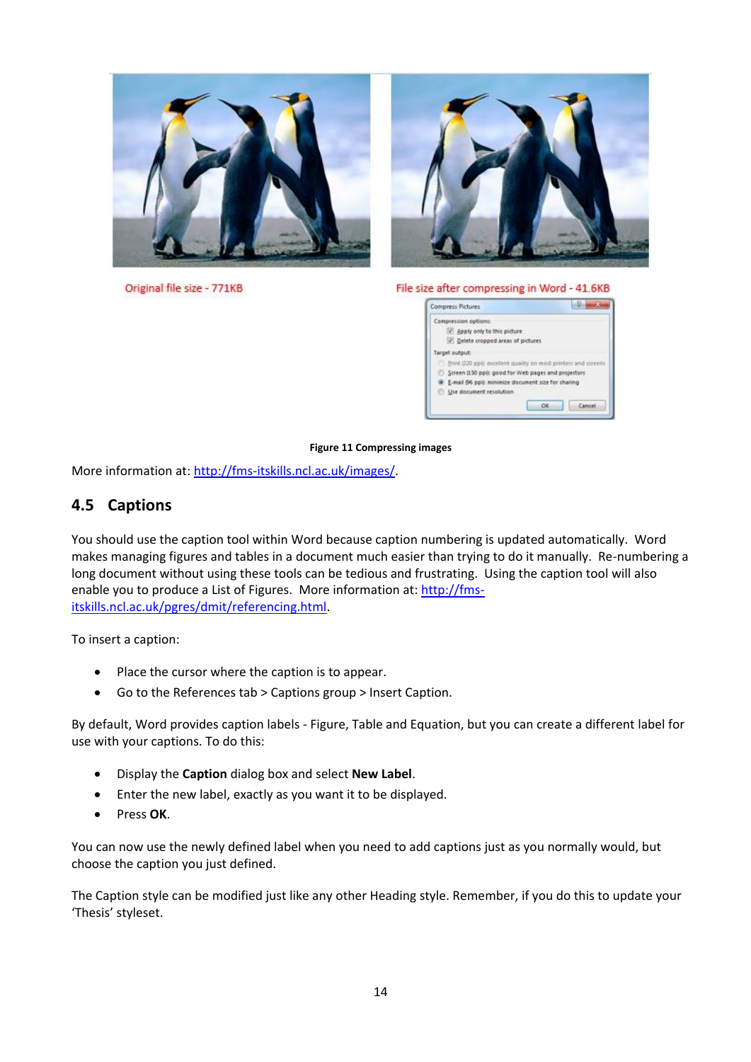Original file size - 771KB

File size after compressing in Word - 41.6KB

**Figure 11 Compressing images**

More information at: [http://fms-itskills.ncl.ac.uk/images/](http://fms-itskills.ncl.ac.uk/images/).

## 4.5 Captions

You should use the caption tool within Word because caption numbering is updated automatically. Word makes managing figures and tables in a document much easier than trying to do it manually. Re-numbering a long document without using these tools can be tedious and frustrating. Using the caption tool will also enable you to produce a List of Figures. More information at: [http://fms-itskills.ncl.ac.uk/pgres/dmit/referencing.html](http://fms-itskills.ncl.ac.uk/pgres/dmit/referencing.html).

To insert a caption:

- Place the cursor where the caption is to appear.
- Go to the References tab > Captions group > Insert Caption.

By default, Word provides caption labels - Figure, Table and Equation, but you can create a different label for use with your captions. To do this:

- Display the **Caption** dialog box and select **New Label**.
- Enter the new label, exactly as you want it to be displayed.
- Press **OK**.

You can now use the newly defined label when you need to add captions just as you normally would, but choose the caption you just defined.

The Caption style can be modified just like any other Heading style. Remember, if you do this to update your 'Thesis' styleset.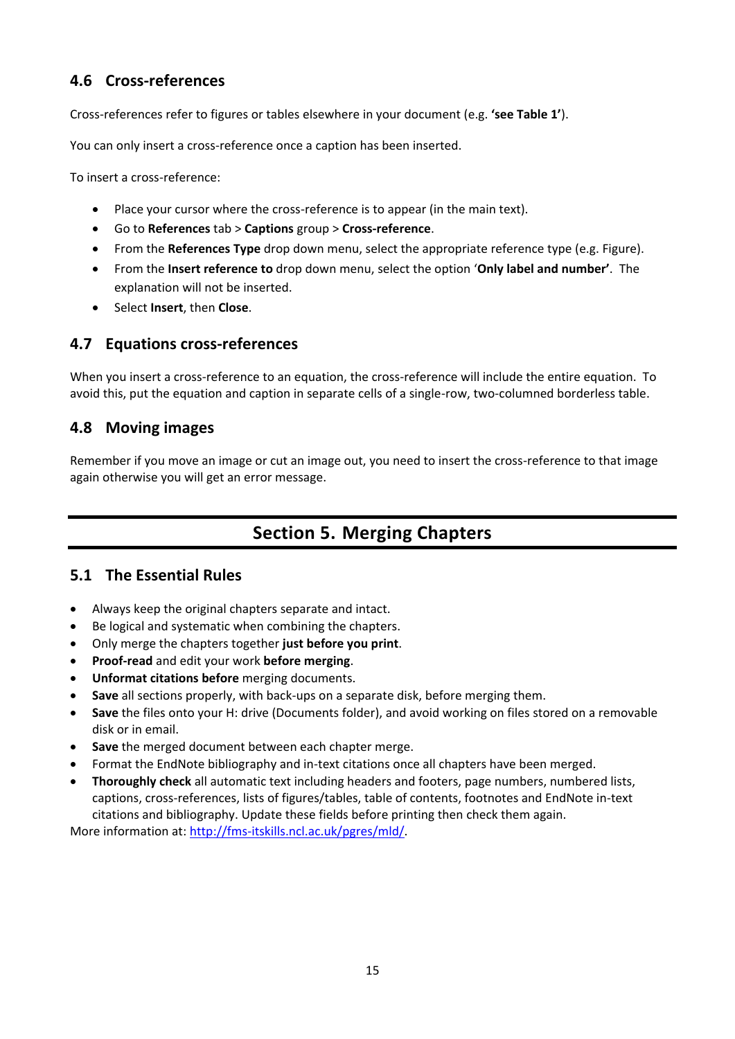### 4.6 Cross-references

Cross-references refer to figures or tables elsewhere in your document (e.g. **'see Table 1'**).

You can only insert a cross-reference once a caption has been inserted.

To insert a cross-reference:

- Place your cursor where the cross-reference is to appear (in the main text).
- Go to **References** tab > **Captions** group > **Cross-reference**.
- From the **References Type** drop down menu, select the appropriate reference type (e.g. Figure).
- From the **Insert reference to** drop down menu, select the option '**Only label and number'**. The explanation will not be inserted.
- Select **Insert**, then **Close**.

### 4.7 Equations cross-references

When you insert a cross-reference to an equation, the cross-reference will include the entire equation. To avoid this, put the equation and caption in separate cells of a single-row, two-columned borderless table.

### 4.8 Moving images

Remember if you move an image or cut an image out, you need to insert the cross-reference to that image again otherwise you will get an error message.

## Section 5. Merging Chapters

### 5.1 The Essential Rules

- Always keep the original chapters separate and intact.
- Be logical and systematic when combining the chapters.
- Only merge the chapters together **just before you print**.
- **Proof-read** and edit your work **before merging**.
- **Unformat citations before** merging documents.
- **Save** all sections properly, with back-ups on a separate disk, before merging them.
- **Save** the files onto your H: drive (Documents folder), and avoid working on files stored on a removable disk or in email.
- **Save** the merged document between each chapter merge.
- Format the EndNote bibliography and in-text citations once all chapters have been merged.
- **Thoroughly check** all automatic text including headers and footers, page numbers, numbered lists, captions, cross-references, lists of figures/tables, table of contents, footnotes and EndNote in-text citations and bibliography. Update these fields before printing then check them again.

More information at: [http://fms-itskills.ncl.ac.uk/pgres/mld/](http://fms-itskills.ncl.ac.uk/pgres/mld/).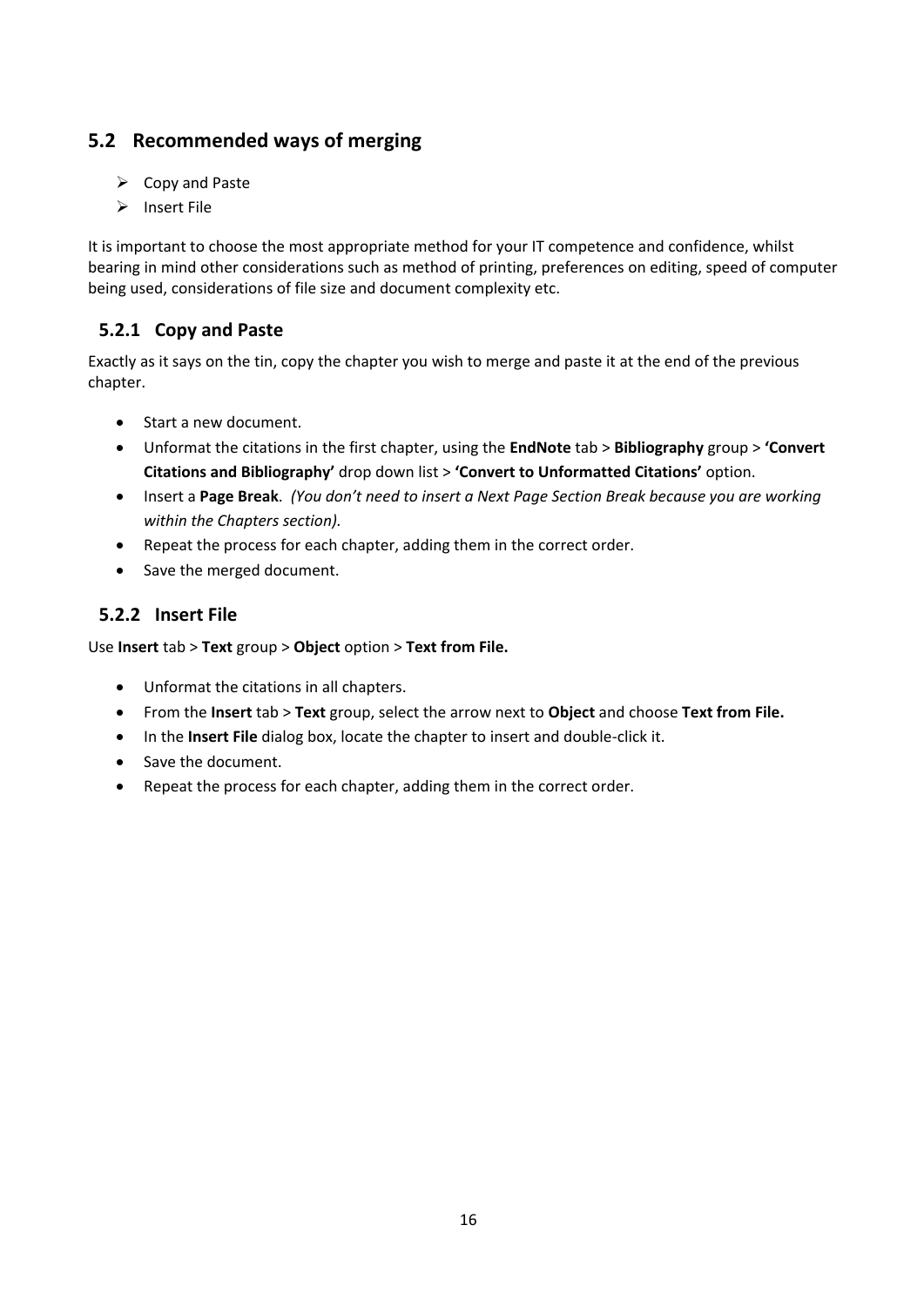## 5.2 Recommended ways of merging

- Copy and Paste
- Insert File

It is important to choose the most appropriate method for your IT competence and confidence, whilst bearing in mind other considerations such as method of printing, preferences on editing, speed of computer being used, considerations of file size and document complexity etc.

### 5.2.1 Copy and Paste

Exactly as it says on the tin, copy the chapter you wish to merge and paste it at the end of the previous chapter.

- Start a new document.
- Unformat the citations in the first chapter, using the **EndNote** tab > **Bibliography** group > **'Convert Citations and Bibliography'** drop down list > **'Convert to Unformatted Citations'** option.
- Insert a **Page Break**. *(You don't need to insert a Next Page Section Break because you are working within the Chapters section).*
- Repeat the process for each chapter, adding them in the correct order.
- Save the merged document.

### 5.2.2 Insert File

Use **Insert** tab > **Text** group > **Object** option > **Text from File.**

- Unformat the citations in all chapters.
- From the **Insert** tab > **Text** group, select the arrow next to **Object** and choose **Text from File.**
- In the **Insert File** dialog box, locate the chapter to insert and double-click it.
- Save the document.
- Repeat the process for each chapter, adding them in the correct order.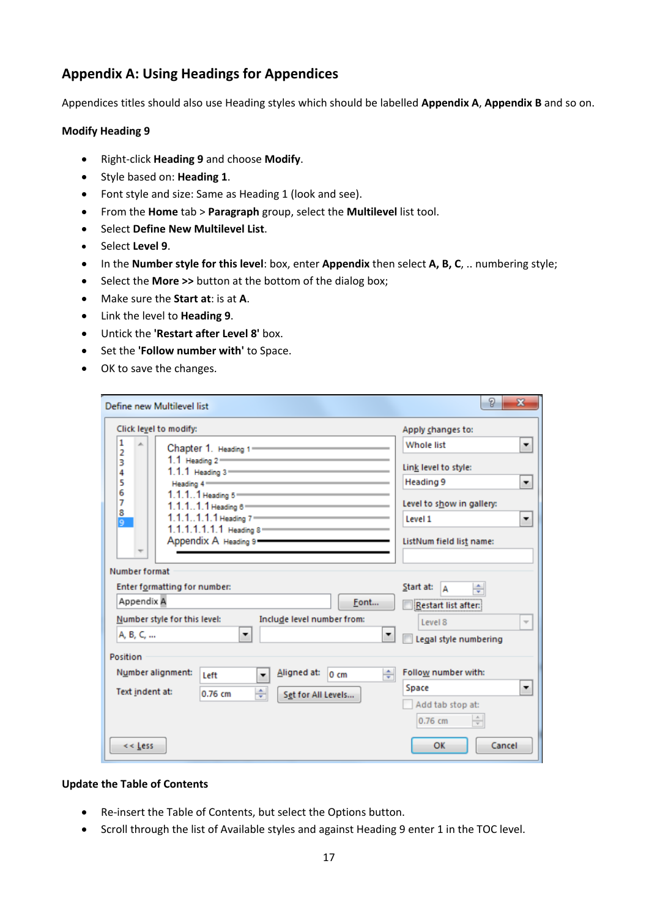## Appendix A: Using Headings for Appendices

Appendices titles should also use Heading styles which should be labelled **Appendix A**, **Appendix B** and so on.

**Modify Heading 9**

- Right-click **Heading 9** and choose **Modify**.
- Style based on: **Heading 1**.
- Font style and size: Same as Heading 1 (look and see).
- From the **Home** tab > **Paragraph** group, select the **Multilevel** list tool.
- Select **Define New Multilevel List**.
- Select **Level 9**.
- In the **Number style for this level**: box, enter **Appendix** then select **A, B, C**, .. numbering style;
- Select the **More >>** button at the bottom of the dialog box;
- Make sure the **Start at**: is at **A**.
- Link the level to **Heading 9**.
- Untick the **'Restart after Level 8'** box.
- Set the **'Follow number with'** to Space.
- OK to save the changes.

**Update the Table of Contents**

- Re-insert the Table of Contents, but select the Options button.
- Scroll through the list of Available styles and against Heading 9 enter 1 in the TOC level.